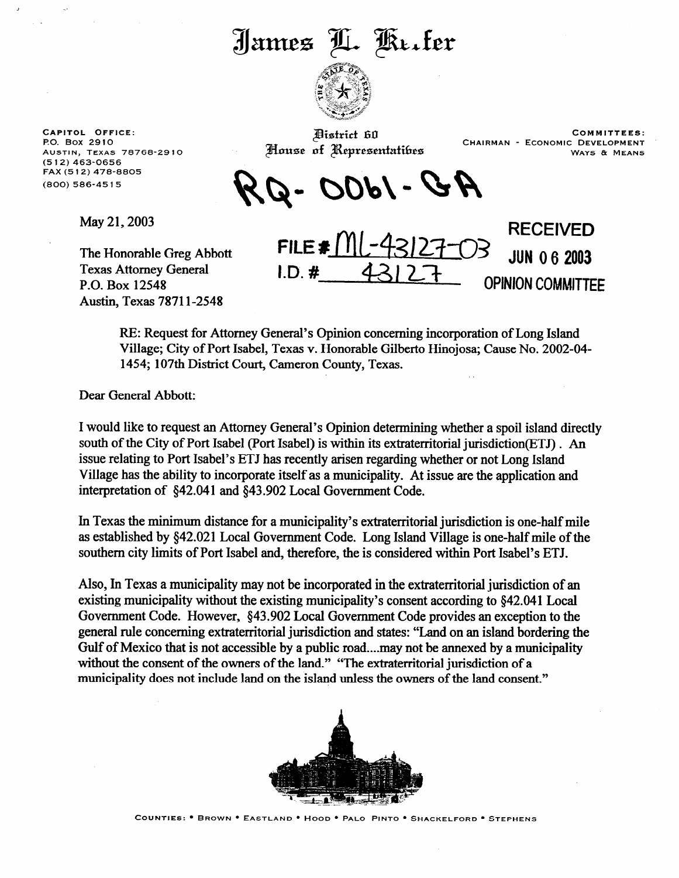# James L. Keffer

**CAPITOL OFFICE:**
P.O. Box 2910
Austin, Texas 78768-2910
(512) 463-0656
FAX (512) 478-8805
(800) 586-4515

District 60
House of Representatives

**COMMITTEES:**
Chairman - Economic Development
Ways & Means

RQ-0061-GA

FILE # ML-43127-03
I.D. # 43127

RECEIVED
JUN 06 2003
OPINION COMMITTEE

May 21, 2003

The Honorable Greg Abbott
Texas Attorney General
P.O. Box 12548
Austin, Texas 78711-2548

RE: Request for Attorney General's Opinion concerning incorporation of Long Island Village; City of Port Isabel, Texas v. Honorable Gilberto Hinojosa; Cause No. 2002-04-1454; 107th District Court, Cameron County, Texas.

Dear General Abbott:

I would like to request an Attorney General's Opinion determining whether a spoil island directly south of the City of Port Isabel (Port Isabel) is within its extraterritorial jurisdiction(ETJ). An issue relating to Port Isabel's ETJ has recently arisen regarding whether or not Long Island Village has the ability to incorporate itself as a municipality. At issue are the application and interpretation of §42.041 and §43.902 Local Government Code.

In Texas the minimum distance for a municipality's extraterritorial jurisdiction is one-half mile as established by §42.021 Local Government Code. Long Island Village is one-half mile of the southern city limits of Port Isabel and, therefore, the is considered within Port Isabel's ETJ.

Also, In Texas a municipality may not be incorporated in the extraterritorial jurisdiction of an existing municipality without the existing municipality's consent according to §42.041 Local Government Code. However, §43.902 Local Government Code provides an exception to the general rule concerning extraterritorial jurisdiction and states: "Land on an island bordering the Gulf of Mexico that is not accessible by a public road....may not be annexed by a municipality without the consent of the owners of the land." "The extraterritorial jurisdiction of a municipality does not include land on the island unless the owners of the land consent."

COUNTIES: • BROWN • EASTLAND • HOOD • PALO PINTO • SHACKELFORD • STEPHENS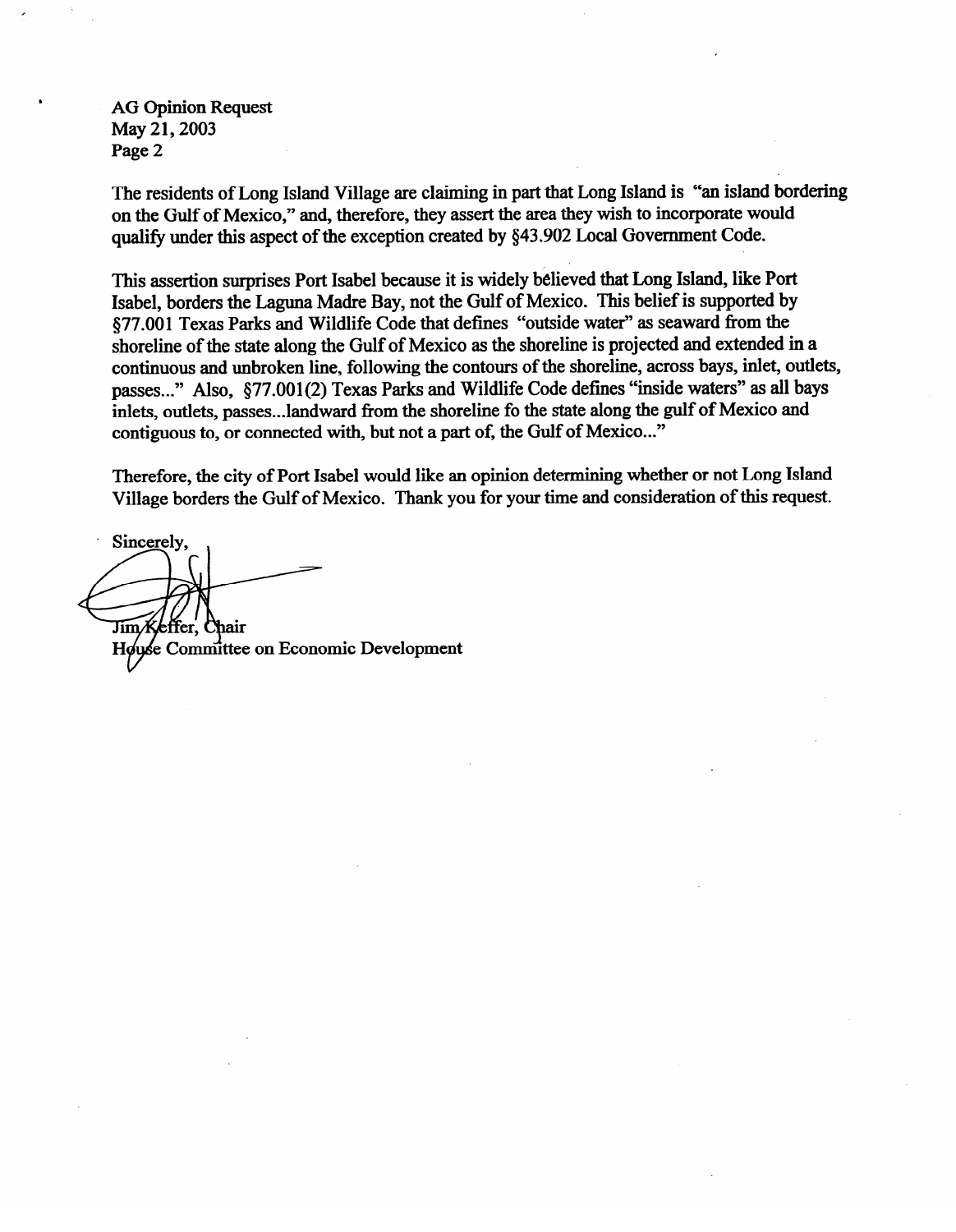The residents of Long Island Village are claiming in part that Long Island is "an island bordering on the Gulf of Mexico," and, therefore, they assert the area they wish to incorporate would qualify under this aspect of the exception created by §43.902 Local Government Code.

This assertion surprises Port Isabel because it is widely believed that Long Island, like Port Isabel, borders the Laguna Madre Bay, not the Gulf of Mexico. This belief is supported by §77.001 Texas Parks and Wildlife Code that defines "outside water" as seaward from the shoreline of the state along the Gulf of Mexico as the shoreline is projected and extended in a continuous and unbroken line, following the contours of the shoreline, across bays, inlet, outlets, passes..." Also, §77.001(2) Texas Parks and Wildlife Code defines "inside waters" as all bays inlets, outlets, passes...landward from the shoreline fo the state along the gulf of Mexico and contiguous to, or connected with, but not a part of, the Gulf of Mexico..."

Therefore, the city of Port Isabel would like an opinion determining whether or not Long Island Village borders the Gulf of Mexico. Thank you for your time and consideration of this request.

Sincerely,

Jim Keffer, Chair
House Committee on Economic Development